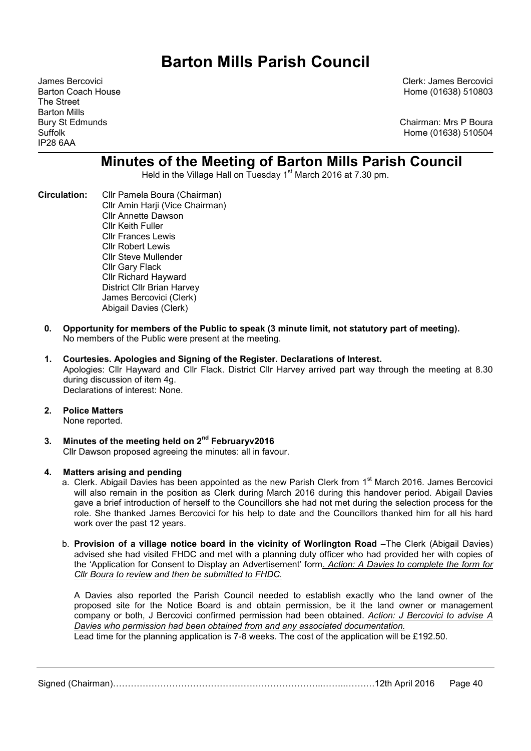# Barton Mills Parish Council

James Bercovici
Barton Coach House
The Street
Barton Mills
Bury St Edmunds
Suffolk
IP28 6AA

Clerk: James Bercovici
Home (01638) 510803

Chairman: Mrs P Boura
Home (01638) 510504

## Minutes of the Meeting of Barton Mills Parish Council

Held in the Village Hall on Tuesday 1st March 2016 at 7.30 pm.

**Circulation:** Cllr Pamela Boura (Chairman)
Cllr Amin Harji (Vice Chairman)
Cllr Annette Dawson
Cllr Keith Fuller
Cllr Frances Lewis
Cllr Robert Lewis
Cllr Steve Mullender
Cllr Gary Flack
Cllr Richard Hayward
District Cllr Brian Harvey
James Bercovici (Clerk)
Abigail Davies (Clerk)

0. **Opportunity for members of the Public to speak (3 minute limit, not statutory part of meeting).**
   No members of the Public were present at the meeting.

1. **Courtesies. Apologies and Signing of the Register. Declarations of Interest.**
   Apologies: Cllr Hayward and Cllr Flack. District Cllr Harvey arrived part way through the meeting at 8.30 during discussion of item 4g.
   Declarations of interest: None.

2. **Police Matters**
   None reported.

3. **Minutes of the meeting held on 2nd Februaryv2016**
   Cllr Dawson proposed agreeing the minutes: all in favour.

4. **Matters arising and pending**
   a. Clerk. Abigail Davies has been appointed as the new Parish Clerk from 1st March 2016. James Bercovici will also remain in the position as Clerk during March 2016 during this handover period. Abigail Davies gave a brief introduction of herself to the Councillors she had not met during the selection process for the role. She thanked James Bercovici for his help to date and the Councillors thanked him for all his hard work over the past 12 years.

   b. **Provision of a village notice board in the vicinity of Worlington Road** –The Clerk (Abigail Davies) advised she had visited FHDC and met with a planning duty officer who had provided her with copies of the 'Application for Consent to Display an Advertisement' form. *Action: A Davies to complete the form for Cllr Boura to review and then be submitted to FHDC.*

      A Davies also reported the Parish Council needed to establish exactly who the land owner of the proposed site for the Notice Board is and obtain permission, be it the land owner or management company or both, J Bercovici confirmed permission had been obtained. *Action: J Bercovici to advise A Davies who permission had been obtained from and any associated documentation.*
      Lead time for the planning application is 7-8 weeks. The cost of the application will be £192.50.

Signed (Chairman)……………………………………………………………..……..……..12th April 2016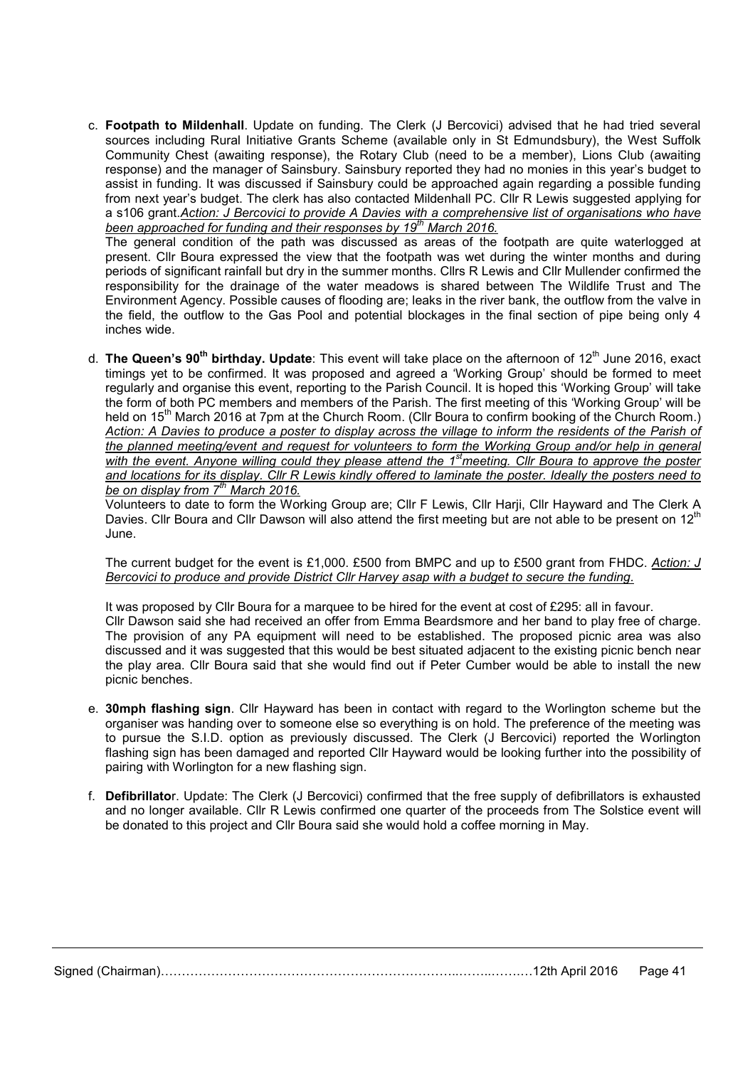c. **Footpath to Mildenhall**. Update on funding. The Clerk (J Bercovici) advised that he had tried several sources including Rural Initiative Grants Scheme (available only in St Edmundsbury), the West Suffolk Community Chest (awaiting response), the Rotary Club (need to be a member), Lions Club (awaiting response) and the manager of Sainsbury. Sainsbury reported they had no monies in this year's budget to assist in funding. It was discussed if Sainsbury could be approached again regarding a possible funding from next year's budget. The clerk has also contacted Mildenhall PC. Cllr R Lewis suggested applying for a s106 grant.*<u>Action: J Bercovici to provide A Davies with a comprehensive list of organisations who have been approached for funding and their responses by 19th March 2016.</u>*

   The general condition of the path was discussed as areas of the footpath are quite waterlogged at present. Cllr Boura expressed the view that the footpath was wet during the winter months and during periods of significant rainfall but dry in the summer months. Cllrs R Lewis and Cllr Mullender confirmed the responsibility for the drainage of the water meadows is shared between The Wildlife Trust and The Environment Agency. Possible causes of flooding are; leaks in the river bank, the outflow from the valve in the field, the outflow to the Gas Pool and potential blockages in the final section of pipe being only 4 inches wide.

d. **The Queen's 90th birthday. Update**: This event will take place on the afternoon of 12th June 2016, exact timings yet to be confirmed. It was proposed and agreed a 'Working Group' should be formed to meet regularly and organise this event, reporting to the Parish Council. It is hoped this 'Working Group' will take the form of both PC members and members of the Parish. The first meeting of this 'Working Group' will be held on 15th March 2016 at 7pm at the Church Room. (Cllr Boura to confirm booking of the Church Room.) *<u>Action: A Davies to produce a poster to display across the village to inform the residents of the Parish of the planned meeting/event and request for volunteers to form the Working Group and/or help in general with the event. Anyone willing could they please attend the 1st meeting. Cllr Boura to approve the poster and locations for its display. Cllr R Lewis kindly offered to laminate the poster. Ideally the posters need to be on display from 7th March 2016.</u>*

   Volunteers to date to form the Working Group are; Cllr F Lewis, Cllr Harji, Cllr Hayward and The Clerk A Davies. Cllr Boura and Cllr Dawson will also attend the first meeting but are not able to be present on 12th June.

   The current budget for the event is £1,000. £500 from BMPC and up to £500 grant from FHDC. *<u>Action: J Bercovici to produce and provide District Cllr Harvey asap with a budget to secure the funding.</u>*

   It was proposed by Cllr Boura for a marquee to be hired for the event at cost of £295: all in favour.
   Cllr Dawson said she had received an offer from Emma Beardsmore and her band to play free of charge. The provision of any PA equipment will need to be established. The proposed picnic area was also discussed and it was suggested that this would be best situated adjacent to the existing picnic bench near the play area. Cllr Boura said that she would find out if Peter Cumber would be able to install the new picnic benches.

e. **30mph flashing sign**. Cllr Hayward has been in contact with regard to the Worlington scheme but the organiser was handing over to someone else so everything is on hold. The preference of the meeting was to pursue the S.I.D. option as previously discussed. The Clerk (J Bercovici) reported the Worlington flashing sign has been damaged and reported Cllr Hayward would be looking further into the possibility of pairing with Worlington for a new flashing sign.

f. **Defibrillator**. Update: The Clerk (J Bercovici) confirmed that the free supply of defibrillators is exhausted and no longer available. Cllr R Lewis confirmed one quarter of the proceeds from The Solstice event will be donated to this project and Cllr Boura said she would hold a coffee morning in May.

Signed (Chairman)…………………………………………………………………..……..……..12th April 2016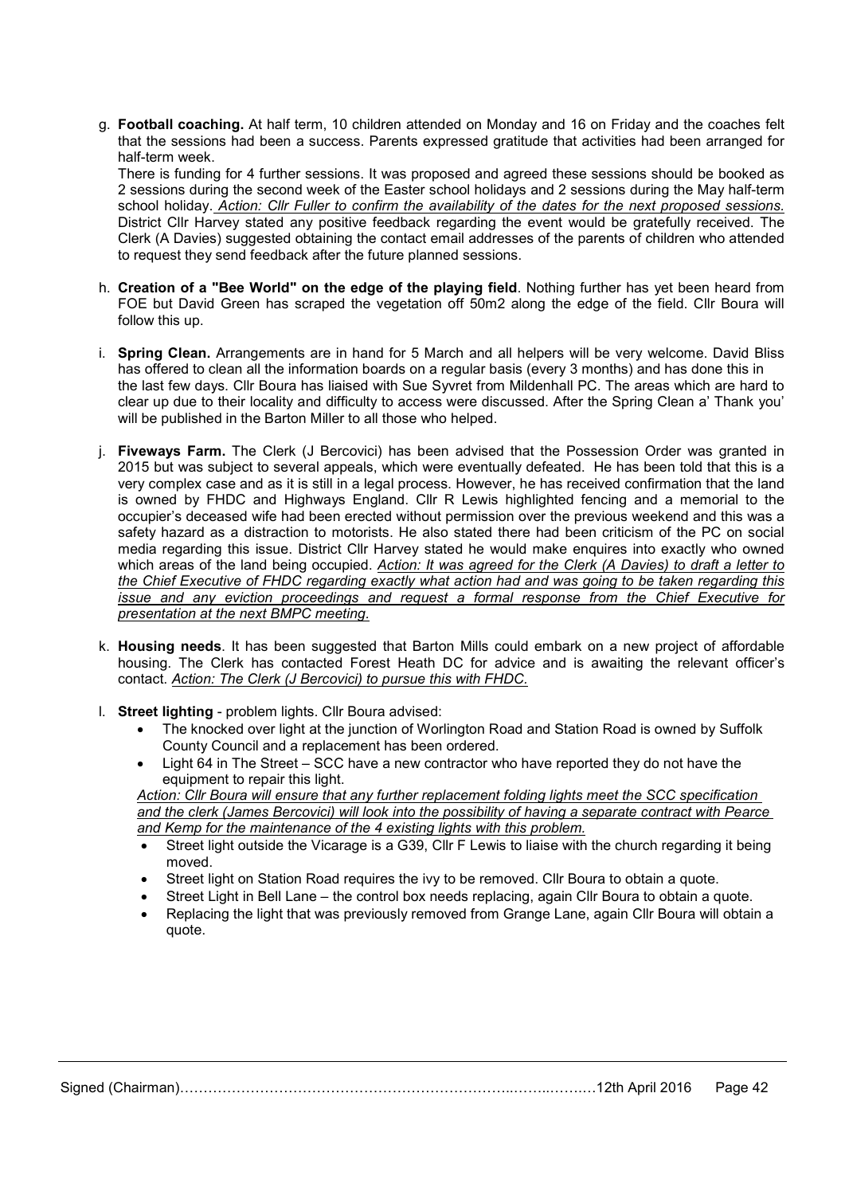g. **Football coaching.** At half term, 10 children attended on Monday and 16 on Friday and the coaches felt that the sessions had been a success. Parents expressed gratitude that activities had been arranged for half-term week.
   There is funding for 4 further sessions. It was proposed and agreed these sessions should be booked as 2 sessions during the second week of the Easter school holidays and 2 sessions during the May half-term school holiday. *Action: Cllr Fuller to confirm the availability of the dates for the next proposed sessions.* District Cllr Harvey stated any positive feedback regarding the event would be gratefully received. The Clerk (A Davies) suggested obtaining the contact email addresses of the parents of children who attended to request they send feedback after the future planned sessions.

h. **Creation of a "Bee World" on the edge of the playing field**. Nothing further has yet been heard from FOE but David Green has scraped the vegetation off 50m2 along the edge of the field. Cllr Boura will follow this up.

i. **Spring Clean.** Arrangements are in hand for 5 March and all helpers will be very welcome. David Bliss has offered to clean all the information boards on a regular basis (every 3 months) and has done this in the last few days. Cllr Boura has liaised with Sue Syvret from Mildenhall PC. The areas which are hard to clear up due to their locality and difficulty to access were discussed. After the Spring Clean a' Thank you' will be published in the Barton Miller to all those who helped.

j. **Fiveways Farm.** The Clerk (J Bercovici) has been advised that the Possession Order was granted in 2015 but was subject to several appeals, which were eventually defeated. He has been told that this is a very complex case and as it is still in a legal process. However, he has received confirmation that the land is owned by FHDC and Highways England. Cllr R Lewis highlighted fencing and a memorial to the occupier's deceased wife had been erected without permission over the previous weekend and this was a safety hazard as a distraction to motorists. He also stated there had been criticism of the PC on social media regarding this issue. District Cllr Harvey stated he would make enquires into exactly who owned which areas of the land being occupied. *Action: It was agreed for the Clerk (A Davies) to draft a letter to the Chief Executive of FHDC regarding exactly what action had and was going to be taken regarding this issue and any eviction proceedings and request a formal response from the Chief Executive for presentation at the next BMPC meeting.*

k. **Housing needs**. It has been suggested that Barton Mills could embark on a new project of affordable housing. The Clerk has contacted Forest Heath DC for advice and is awaiting the relevant officer's contact. *Action: The Clerk (J Bercovici) to pursue this with FHDC.*

l. **Street lighting** - problem lights. Cllr Boura advised:
   - The knocked over light at the junction of Worlington Road and Station Road is owned by Suffolk County Council and a replacement has been ordered.
   - Light 64 in The Street – SCC have a new contractor who have reported they do not have the equipment to repair this light.

   *Action: Cllr Boura will ensure that any further replacement folding lights meet the SCC specification and the clerk (James Bercovici) will look into the possibility of having a separate contract with Pearce and Kemp for the maintenance of the 4 existing lights with this problem.*
   - Street light outside the Vicarage is a G39, Cllr F Lewis to liaise with the church regarding it being moved.
   - Street light on Station Road requires the ivy to be removed. Cllr Boura to obtain a quote.
   - Street Light in Bell Lane – the control box needs replacing, again Cllr Boura to obtain a quote.
   - Replacing the light that was previously removed from Grange Lane, again Cllr Boura will obtain a quote.

Signed (Chairman)……………………………………………………………..……..…….12th April 2016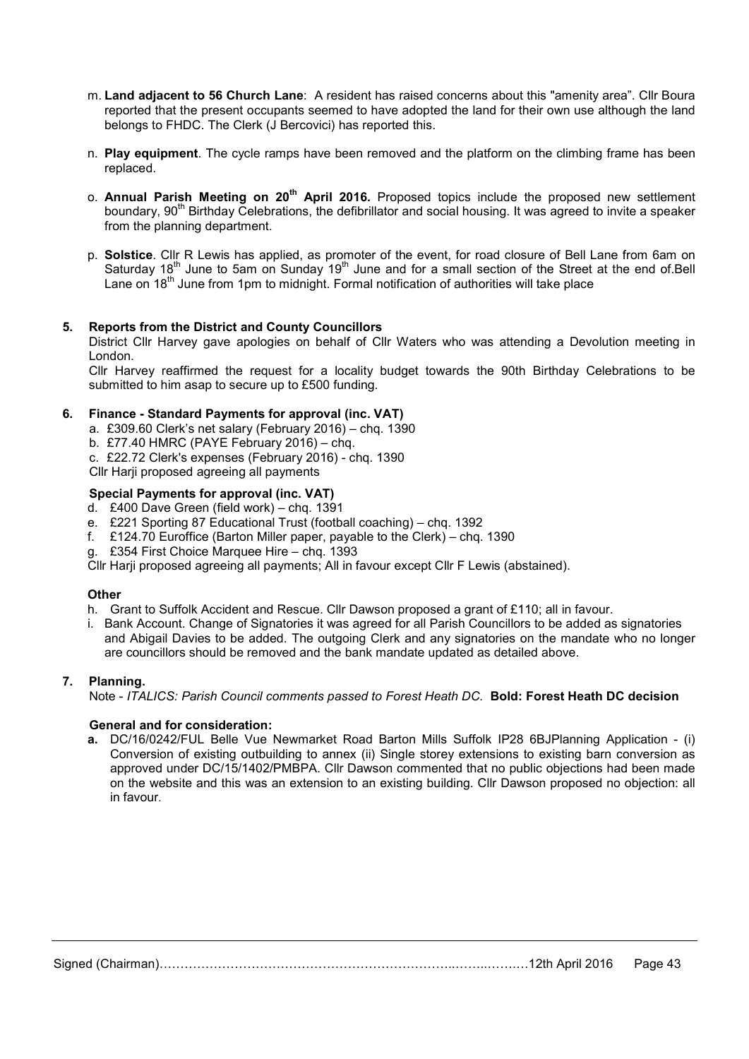m. **Land adjacent to 56 Church Lane**: A resident has raised concerns about this "amenity area". Cllr Boura reported that the present occupants seemed to have adopted the land for their own use although the land belongs to FHDC. The Clerk (J Bercovici) has reported this.

n. **Play equipment**. The cycle ramps have been removed and the platform on the climbing frame has been replaced.

o. **Annual Parish Meeting on 20th April 2016.** Proposed topics include the proposed new settlement boundary, 90th Birthday Celebrations, the defibrillator and social housing. It was agreed to invite a speaker from the planning department.

p. **Solstice**. Cllr R Lewis has applied, as promoter of the event, for road closure of Bell Lane from 6am on Saturday 18th June to 5am on Sunday 19th June and for a small section of the Street at the end of.Bell Lane on 18th June from 1pm to midnight. Formal notification of authorities will take place

## 5. Reports from the District and County Councillors

District Cllr Harvey gave apologies on behalf of Cllr Waters who was attending a Devolution meeting in London.

Cllr Harvey reaffirmed the request for a locality budget towards the 90th Birthday Celebrations to be submitted to him asap to secure up to £500 funding.

## 6. Finance - Standard Payments for approval (inc. VAT)

a. £309.60 Clerk's net salary (February 2016) – chq. 1390
b. £77.40 HMRC (PAYE February 2016) – chq.
c. £22.72 Clerk's expenses (February 2016) - chq. 1390

Cllr Harji proposed agreeing all payments

### Special Payments for approval (inc. VAT)

d. £400 Dave Green (field work) – chq. 1391
e. £221 Sporting 87 Educational Trust (football coaching) – chq. 1392
f. £124.70 Euroffice (Barton Miller paper, payable to the Clerk) – chq. 1390
g. £354 First Choice Marquee Hire – chq. 1393

Cllr Harji proposed agreeing all payments; All in favour except Cllr F Lewis (abstained).

### Other

h. Grant to Suffolk Accident and Rescue. Cllr Dawson proposed a grant of £110; all in favour.
i. Bank Account. Change of Signatories it was agreed for all Parish Councillors to be added as signatories and Abigail Davies to be added. The outgoing Clerk and any signatories on the mandate who no longer are councillors should be removed and the bank mandate updated as detailed above.

## 7. Planning.

Note - *ITALICS: Parish Council comments passed to Forest Heath DC.* **Bold: Forest Heath DC decision**

### General and for consideration:

**a.** DC/16/0242/FUL Belle Vue Newmarket Road Barton Mills Suffolk IP28 6BJPlanning Application - (i) Conversion of existing outbuilding to annex (ii) Single storey extensions to existing barn conversion as approved under DC/15/1402/PMBPA. Cllr Dawson commented that no public objections had been made on the website and this was an extension to an existing building. Cllr Dawson proposed no objection: all in favour.

Signed (Chairman)…………………………………………………………………..……..……..12th April 2016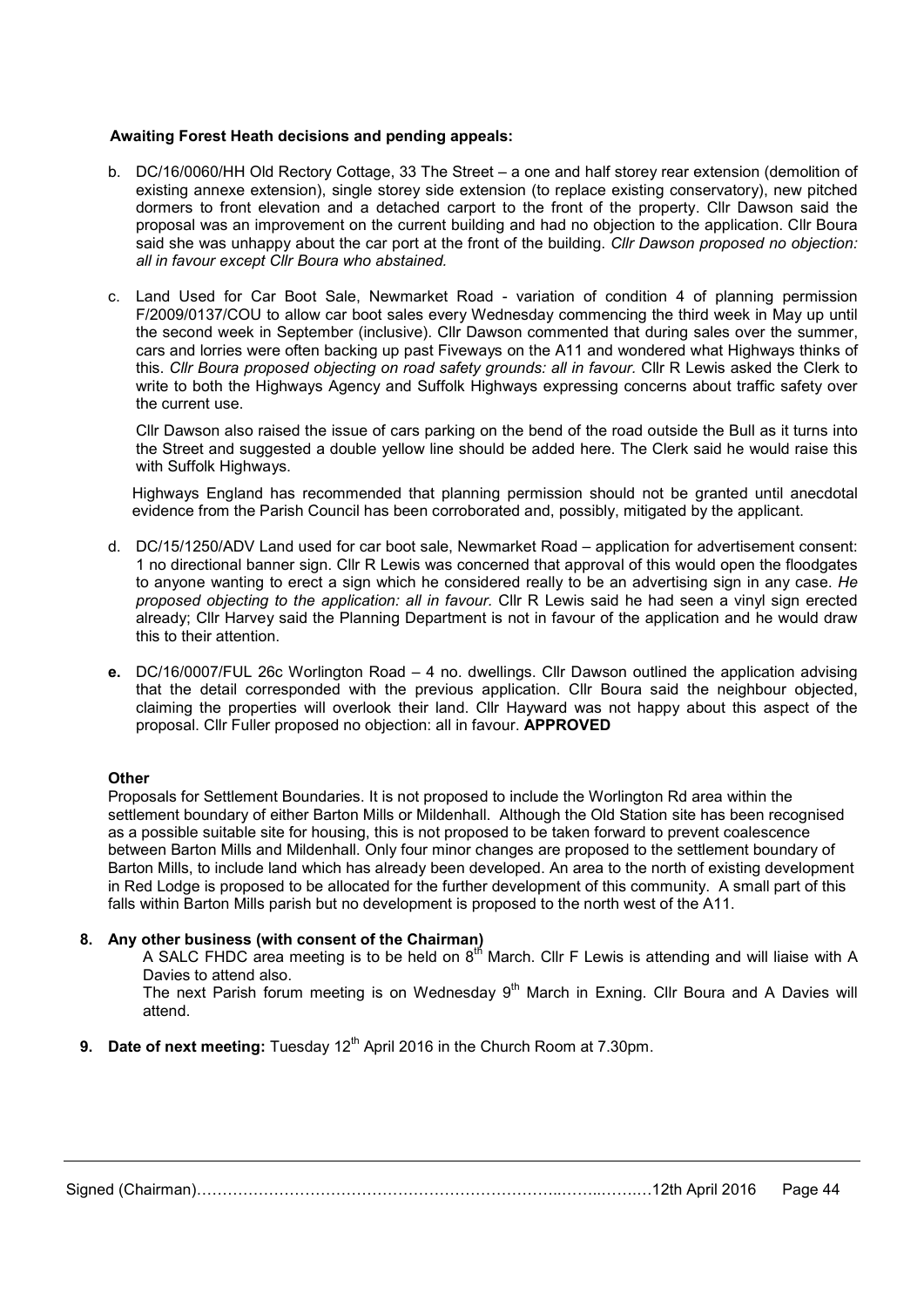**Awaiting Forest Heath decisions and pending appeals:**

b. DC/16/0060/HH Old Rectory Cottage, 33 The Street – a one and half storey rear extension (demolition of existing annexe extension), single storey side extension (to replace existing conservatory), new pitched dormers to front elevation and a detached carport to the front of the property. Cllr Dawson said the proposal was an improvement on the current building and had no objection to the application. Cllr Boura said she was unhappy about the car port at the front of the building. *Cllr Dawson proposed no objection: all in favour except Cllr Boura who abstained.*

c. Land Used for Car Boot Sale, Newmarket Road - variation of condition 4 of planning permission F/2009/0137/COU to allow car boot sales every Wednesday commencing the third week in May up until the second week in September (inclusive). Cllr Dawson commented that during sales over the summer, cars and lorries were often backing up past Fiveways on the A11 and wondered what Highways thinks of this. *Cllr Boura proposed objecting on road safety grounds: all in favour.* Cllr R Lewis asked the Clerk to write to both the Highways Agency and Suffolk Highways expressing concerns about traffic safety over the current use.

   Cllr Dawson also raised the issue of cars parking on the bend of the road outside the Bull as it turns into the Street and suggested a double yellow line should be added here. The Clerk said he would raise this with Suffolk Highways.

   Highways England has recommended that planning permission should not be granted until anecdotal evidence from the Parish Council has been corroborated and, possibly, mitigated by the applicant.

d. DC/15/1250/ADV Land used for car boot sale, Newmarket Road – application for advertisement consent: 1 no directional banner sign. Cllr R Lewis was concerned that approval of this would open the floodgates to anyone wanting to erect a sign which he considered really to be an advertising sign in any case. *He proposed objecting to the application: all in favour.* Cllr R Lewis said he had seen a vinyl sign erected already; Cllr Harvey said the Planning Department is not in favour of the application and he would draw this to their attention.

**e.** DC/16/0007/FUL 26c Worlington Road – 4 no. dwellings. Cllr Dawson outlined the application advising that the detail corresponded with the previous application. Cllr Boura said the neighbour objected, claiming the properties will overlook their land. Cllr Hayward was not happy about this aspect of the proposal. Cllr Fuller proposed no objection: all in favour. **APPROVED**

**Other**

Proposals for Settlement Boundaries. It is not proposed to include the Worlington Rd area within the settlement boundary of either Barton Mills or Mildenhall. Although the Old Station site has been recognised as a possible suitable site for housing, this is not proposed to be taken forward to prevent coalescence between Barton Mills and Mildenhall. Only four minor changes are proposed to the settlement boundary of Barton Mills, to include land which has already been developed. An area to the north of existing development in Red Lodge is proposed to be allocated for the further development of this community. A small part of this falls within Barton Mills parish but no development is proposed to the north west of the A11.

**8. Any other business (with consent of the Chairman)**

A SALC FHDC area meeting is to be held on 8th March. Cllr F Lewis is attending and will liaise with A Davies to attend also.

The next Parish forum meeting is on Wednesday 9th March in Exning. Cllr Boura and A Davies will attend.

**9. Date of next meeting:** Tuesday 12th April 2016 in the Church Room at 7.30pm.

Signed (Chairman)……………………………………………………………..……..…….12th April 2016